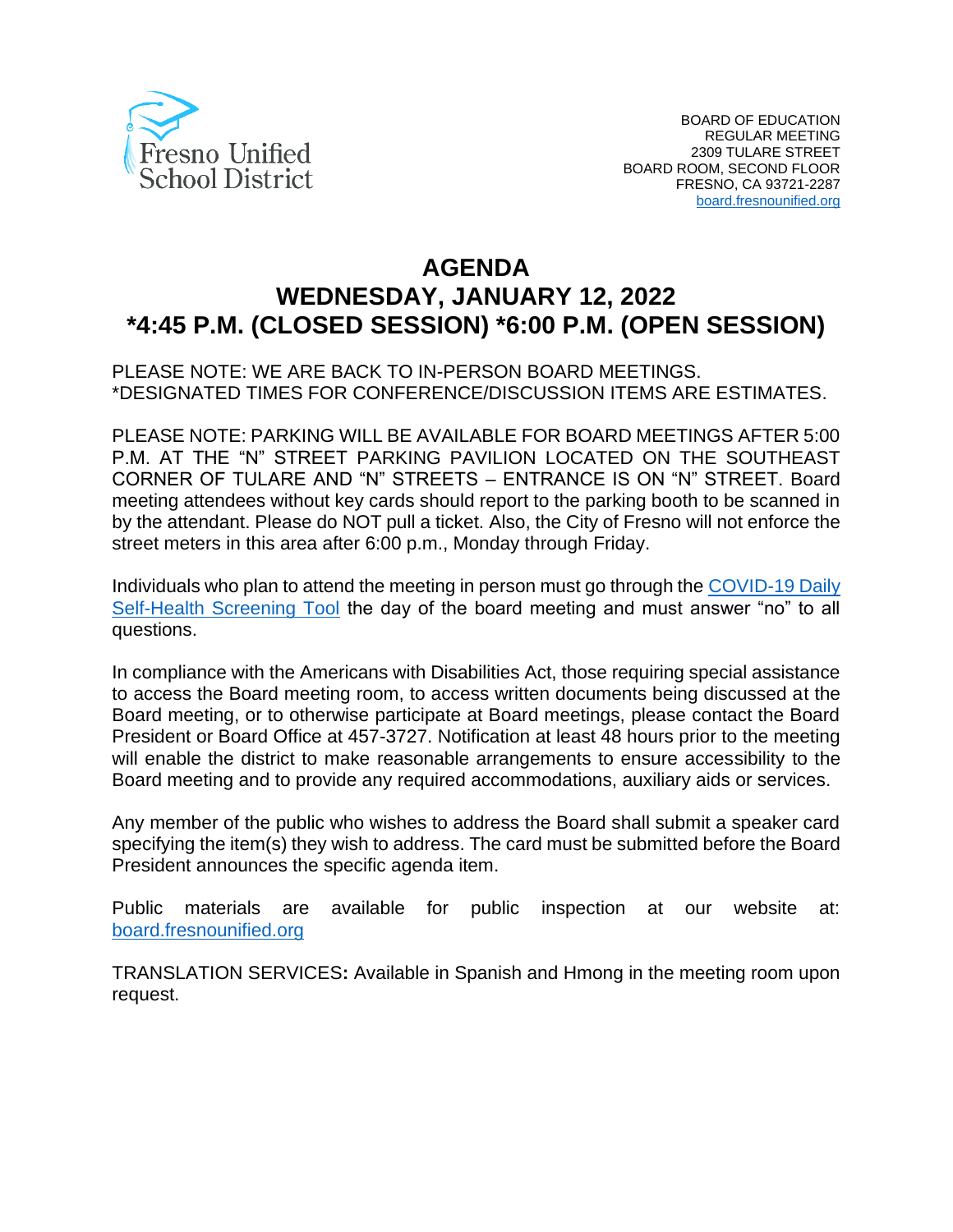Fresno Unified School District

BOARD OF EDUCATION
REGULAR MEETING
2309 TULARE STREET
BOARD ROOM, SECOND FLOOR
FRESNO, CA 93721-2287
board.fresnounified.org

# AGENDA
## WEDNESDAY, JANUARY 12, 2022
## *4:45 P.M. (CLOSED SESSION) *6:00 P.M. (OPEN SESSION)

PLEASE NOTE: WE ARE BACK TO IN-PERSON BOARD MEETINGS.
*DESIGNATED TIMES FOR CONFERENCE/DISCUSSION ITEMS ARE ESTIMATES.

PLEASE NOTE: PARKING WILL BE AVAILABLE FOR BOARD MEETINGS AFTER 5:00 P.M. AT THE "N" STREET PARKING PAVILION LOCATED ON THE SOUTHEAST CORNER OF TULARE AND "N" STREETS – ENTRANCE IS ON "N" STREET. Board meeting attendees without key cards should report to the parking booth to be scanned in by the attendant. Please do NOT pull a ticket. Also, the City of Fresno will not enforce the street meters in this area after 6:00 p.m., Monday through Friday.

Individuals who plan to attend the meeting in person must go through the COVID-19 Daily Self-Health Screening Tool the day of the board meeting and must answer "no" to all questions.

In compliance with the Americans with Disabilities Act, those requiring special assistance to access the Board meeting room, to access written documents being discussed at the Board meeting, or to otherwise participate at Board meetings, please contact the Board President or Board Office at 457-3727. Notification at least 48 hours prior to the meeting will enable the district to make reasonable arrangements to ensure accessibility to the Board meeting and to provide any required accommodations, auxiliary aids or services.

Any member of the public who wishes to address the Board shall submit a speaker card specifying the item(s) they wish to address. The card must be submitted before the Board President announces the specific agenda item.

Public materials are available for public inspection at our website at: board.fresnounified.org

TRANSLATION SERVICES**:** Available in Spanish and Hmong in the meeting room upon request.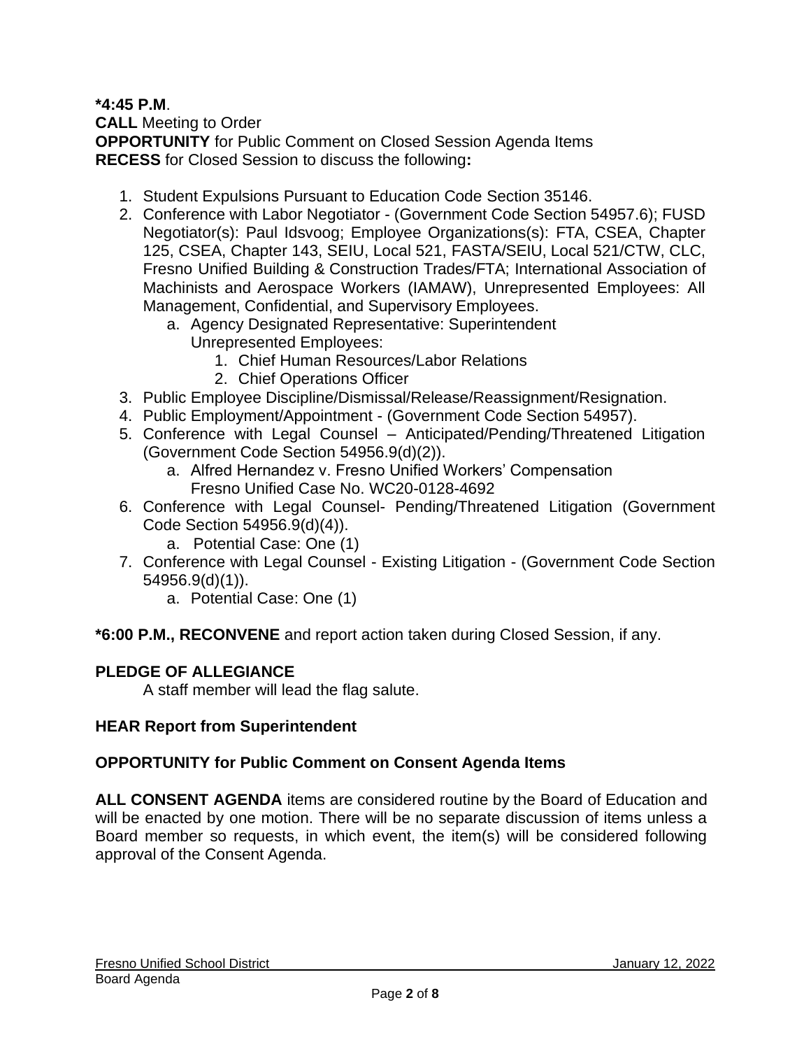**\*4:45 P.M**.
**CALL** Meeting to Order
**OPPORTUNITY** for Public Comment on Closed Session Agenda Items
**RECESS** for Closed Session to discuss the following**:**

1. Student Expulsions Pursuant to Education Code Section 35146.
2. Conference with Labor Negotiator - (Government Code Section 54957.6); FUSD Negotiator(s): Paul Idsvoog; Employee Organizations(s): FTA, CSEA, Chapter 125, CSEA, Chapter 143, SEIU, Local 521, FASTA/SEIU, Local 521/CTW, CLC, Fresno Unified Building & Construction Trades/FTA; International Association of Machinists and Aerospace Workers (IAMAW), Unrepresented Employees: All Management, Confidential, and Supervisory Employees.
    a. Agency Designated Representative: Superintendent
       Unrepresented Employees:
        1. Chief Human Resources/Labor Relations
        2. Chief Operations Officer
3. Public Employee Discipline/Dismissal/Release/Reassignment/Resignation.
4. Public Employment/Appointment - (Government Code Section 54957).
5. Conference with Legal Counsel – Anticipated/Pending/Threatened Litigation (Government Code Section 54956.9(d)(2)).
    a. Alfred Hernandez v. Fresno Unified Workers' Compensation
       Fresno Unified Case No. WC20-0128-4692
6. Conference with Legal Counsel- Pending/Threatened Litigation (Government Code Section 54956.9(d)(4)).
    a. Potential Case: One (1)
7. Conference with Legal Counsel - Existing Litigation - (Government Code Section 54956.9(d)(1)).
    a. Potential Case: One (1)

**\*6:00 P.M., RECONVENE** and report action taken during Closed Session, if any.

**PLEDGE OF ALLEGIANCE**

A staff member will lead the flag salute.

**HEAR Report from Superintendent**

**OPPORTUNITY for Public Comment on Consent Agenda Items**

**ALL CONSENT AGENDA** items are considered routine by the Board of Education and will be enacted by one motion. There will be no separate discussion of items unless a Board member so requests, in which event, the item(s) will be considered following approval of the Consent Agenda.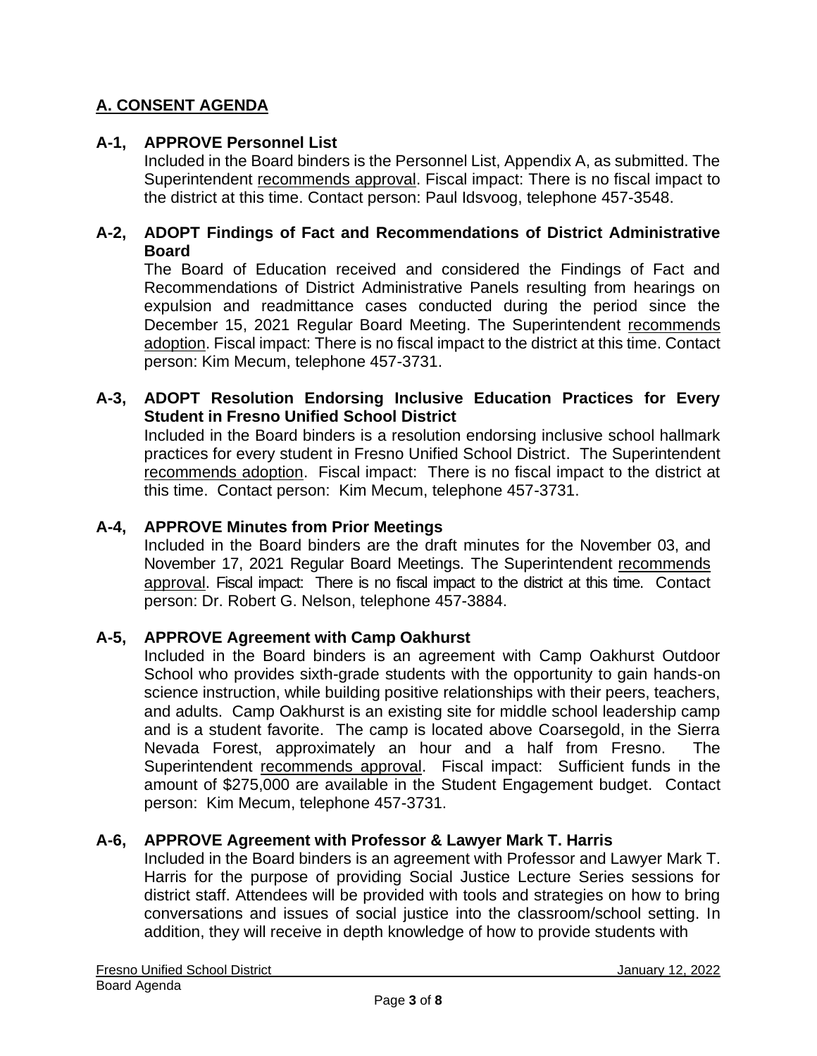## A. CONSENT AGENDA

**A-1, APPROVE Personnel List**

Included in the Board binders is the Personnel List, Appendix A, as submitted. The Superintendent recommends approval. Fiscal impact: There is no fiscal impact to the district at this time. Contact person: Paul Idsvoog, telephone 457-3548.

**A-2, ADOPT Findings of Fact and Recommendations of District Administrative Board**

The Board of Education received and considered the Findings of Fact and Recommendations of District Administrative Panels resulting from hearings on expulsion and readmittance cases conducted during the period since the December 15, 2021 Regular Board Meeting. The Superintendent recommends adoption. Fiscal impact: There is no fiscal impact to the district at this time. Contact person: Kim Mecum, telephone 457-3731.

**A-3, ADOPT Resolution Endorsing Inclusive Education Practices for Every Student in Fresno Unified School District**

Included in the Board binders is a resolution endorsing inclusive school hallmark practices for every student in Fresno Unified School District. The Superintendent recommends adoption. Fiscal impact: There is no fiscal impact to the district at this time. Contact person: Kim Mecum, telephone 457-3731.

**A-4, APPROVE Minutes from Prior Meetings**

Included in the Board binders are the draft minutes for the November 03, and November 17, 2021 Regular Board Meetings. The Superintendent recommends approval. Fiscal impact: There is no fiscal impact to the district at this time. Contact person: Dr. Robert G. Nelson, telephone 457-3884.

**A-5, APPROVE Agreement with Camp Oakhurst**

Included in the Board binders is an agreement with Camp Oakhurst Outdoor School who provides sixth-grade students with the opportunity to gain hands-on science instruction, while building positive relationships with their peers, teachers, and adults. Camp Oakhurst is an existing site for middle school leadership camp and is a student favorite. The camp is located above Coarsegold, in the Sierra Nevada Forest, approximately an hour and a half from Fresno. The Superintendent recommends approval. Fiscal impact: Sufficient funds in the amount of $275,000 are available in the Student Engagement budget. Contact person: Kim Mecum, telephone 457-3731.

**A-6, APPROVE Agreement with Professor & Lawyer Mark T. Harris**

Included in the Board binders is an agreement with Professor and Lawyer Mark T. Harris for the purpose of providing Social Justice Lecture Series sessions for district staff. Attendees will be provided with tools and strategies on how to bring conversations and issues of social justice into the classroom/school setting. In addition, they will receive in depth knowledge of how to provide students with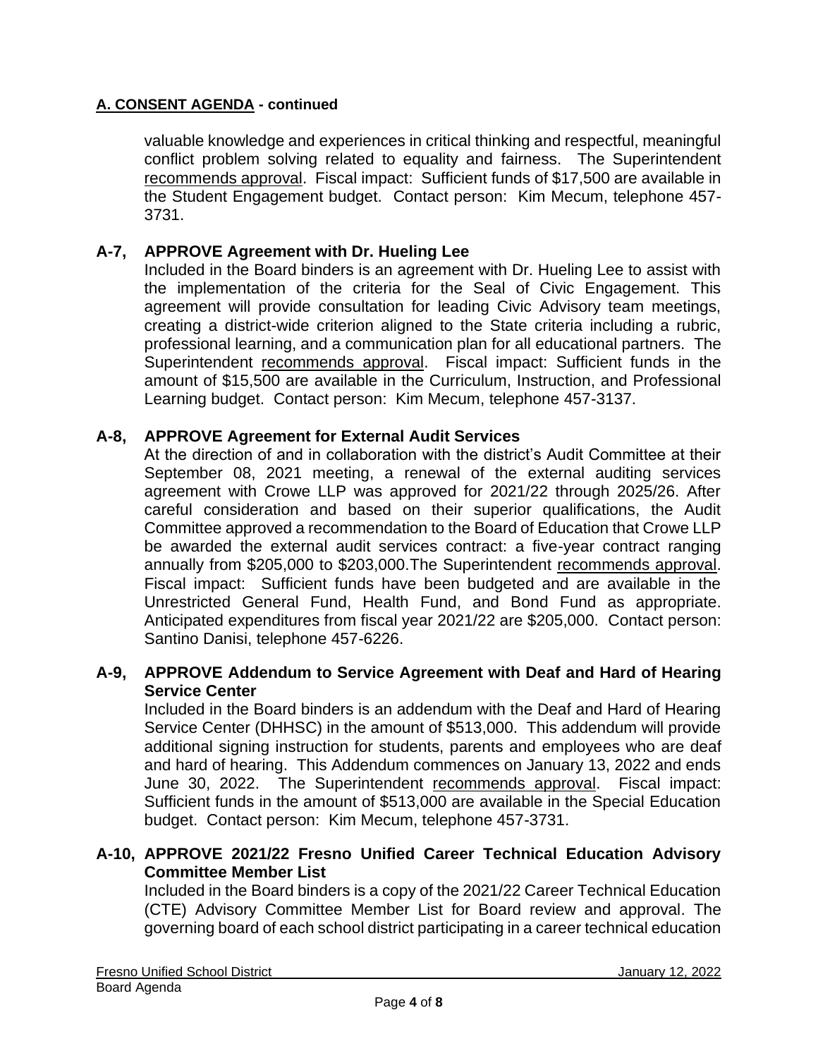**A. CONSENT AGENDA - continued**

valuable knowledge and experiences in critical thinking and respectful, meaningful conflict problem solving related to equality and fairness. The Superintendent recommends approval. Fiscal impact: Sufficient funds of $17,500 are available in the Student Engagement budget. Contact person: Kim Mecum, telephone 457-3731.

**A-7, APPROVE Agreement with Dr. Hueling Lee**

Included in the Board binders is an agreement with Dr. Hueling Lee to assist with the implementation of the criteria for the Seal of Civic Engagement. This agreement will provide consultation for leading Civic Advisory team meetings, creating a district-wide criterion aligned to the State criteria including a rubric, professional learning, and a communication plan for all educational partners. The Superintendent recommends approval. Fiscal impact: Sufficient funds in the amount of $15,500 are available in the Curriculum, Instruction, and Professional Learning budget. Contact person: Kim Mecum, telephone 457-3137.

**A-8, APPROVE Agreement for External Audit Services**

At the direction of and in collaboration with the district's Audit Committee at their September 08, 2021 meeting, a renewal of the external auditing services agreement with Crowe LLP was approved for 2021/22 through 2025/26. After careful consideration and based on their superior qualifications, the Audit Committee approved a recommendation to the Board of Education that Crowe LLP be awarded the external audit services contract: a five-year contract ranging annually from $205,000 to $203,000.The Superintendent recommends approval. Fiscal impact: Sufficient funds have been budgeted and are available in the Unrestricted General Fund, Health Fund, and Bond Fund as appropriate. Anticipated expenditures from fiscal year 2021/22 are $205,000. Contact person: Santino Danisi, telephone 457-6226.

**A-9, APPROVE Addendum to Service Agreement with Deaf and Hard of Hearing Service Center**

Included in the Board binders is an addendum with the Deaf and Hard of Hearing Service Center (DHHSC) in the amount of $513,000. This addendum will provide additional signing instruction for students, parents and employees who are deaf and hard of hearing. This Addendum commences on January 13, 2022 and ends June 30, 2022. The Superintendent recommends approval. Fiscal impact: Sufficient funds in the amount of $513,000 are available in the Special Education budget. Contact person: Kim Mecum, telephone 457-3731.

**A-10, APPROVE 2021/22 Fresno Unified Career Technical Education Advisory Committee Member List**

Included in the Board binders is a copy of the 2021/22 Career Technical Education (CTE) Advisory Committee Member List for Board review and approval. The governing board of each school district participating in a career technical education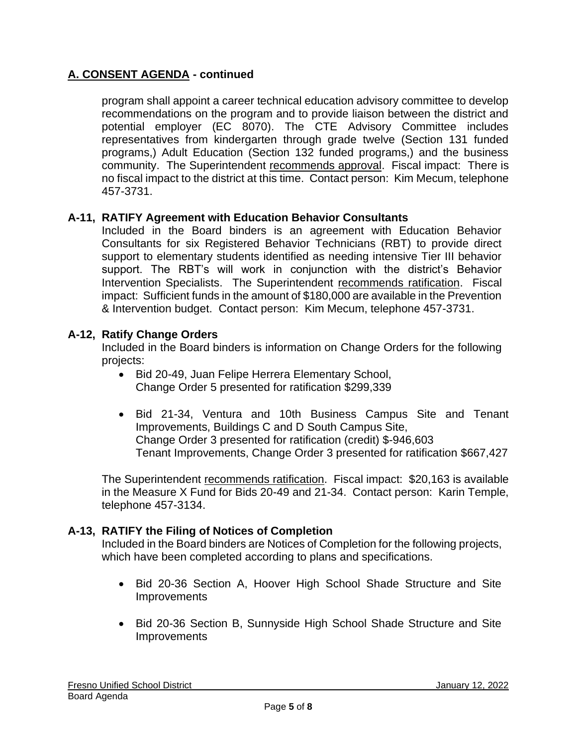## A. CONSENT AGENDA - continued

program shall appoint a career technical education advisory committee to develop recommendations on the program and to provide liaison between the district and potential employer (EC 8070). The CTE Advisory Committee includes representatives from kindergarten through grade twelve (Section 131 funded programs,) Adult Education (Section 132 funded programs,) and the business community. The Superintendent recommends approval. Fiscal impact: There is no fiscal impact to the district at this time. Contact person: Kim Mecum, telephone 457-3731.

### A-11, RATIFY Agreement with Education Behavior Consultants

Included in the Board binders is an agreement with Education Behavior Consultants for six Registered Behavior Technicians (RBT) to provide direct support to elementary students identified as needing intensive Tier III behavior support. The RBT's will work in conjunction with the district's Behavior Intervention Specialists. The Superintendent recommends ratification. Fiscal impact: Sufficient funds in the amount of $180,000 are available in the Prevention & Intervention budget. Contact person: Kim Mecum, telephone 457-3731.

### A-12, Ratify Change Orders

Included in the Board binders is information on Change Orders for the following projects:

- Bid 20-49, Juan Felipe Herrera Elementary School,
  Change Order 5 presented for ratification $299,339

- Bid 21-34, Ventura and 10th Business Campus Site and Tenant Improvements, Buildings C and D South Campus Site,
  Change Order 3 presented for ratification (credit) $-946,603
  Tenant Improvements, Change Order 3 presented for ratification $667,427

The Superintendent recommends ratification. Fiscal impact: $20,163 is available in the Measure X Fund for Bids 20-49 and 21-34. Contact person: Karin Temple, telephone 457-3134.

### A-13, RATIFY the Filing of Notices of Completion

Included in the Board binders are Notices of Completion for the following projects, which have been completed according to plans and specifications.

- Bid 20-36 Section A, Hoover High School Shade Structure and Site Improvements

- Bid 20-36 Section B, Sunnyside High School Shade Structure and Site Improvements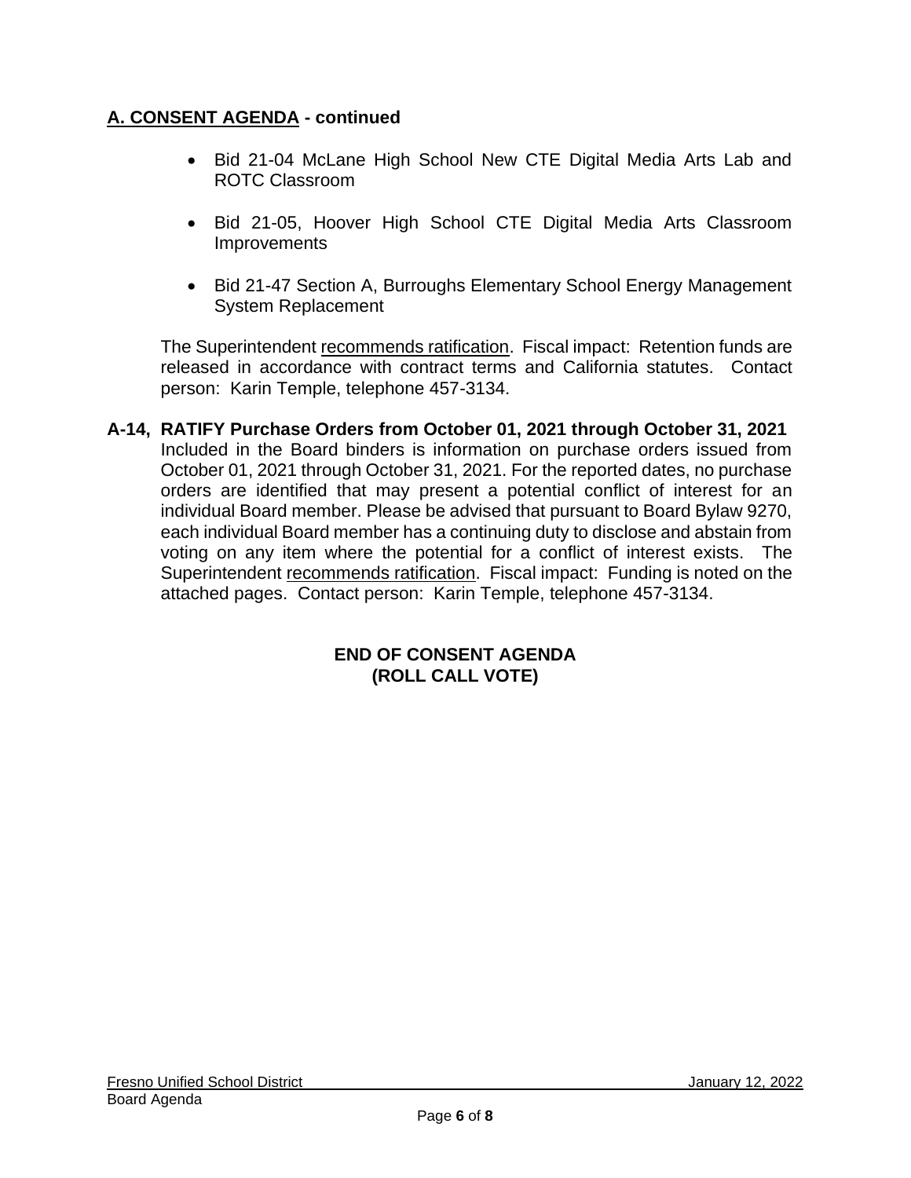## A. CONSENT AGENDA - continued

- Bid 21-04 McLane High School New CTE Digital Media Arts Lab and ROTC Classroom
- Bid 21-05, Hoover High School CTE Digital Media Arts Classroom Improvements
- Bid 21-47 Section A, Burroughs Elementary School Energy Management System Replacement

The Superintendent recommends ratification. Fiscal impact: Retention funds are released in accordance with contract terms and California statutes. Contact person: Karin Temple, telephone 457-3134.

**A-14, RATIFY Purchase Orders from October 01, 2021 through October 31, 2021**
Included in the Board binders is information on purchase orders issued from October 01, 2021 through October 31, 2021. For the reported dates, no purchase orders are identified that may present a potential conflict of interest for an individual Board member. Please be advised that pursuant to Board Bylaw 9270, each individual Board member has a continuing duty to disclose and abstain from voting on any item where the potential for a conflict of interest exists. The Superintendent recommends ratification. Fiscal impact: Funding is noted on the attached pages. Contact person: Karin Temple, telephone 457-3134.

**END OF CONSENT AGENDA**
**(ROLL CALL VOTE)**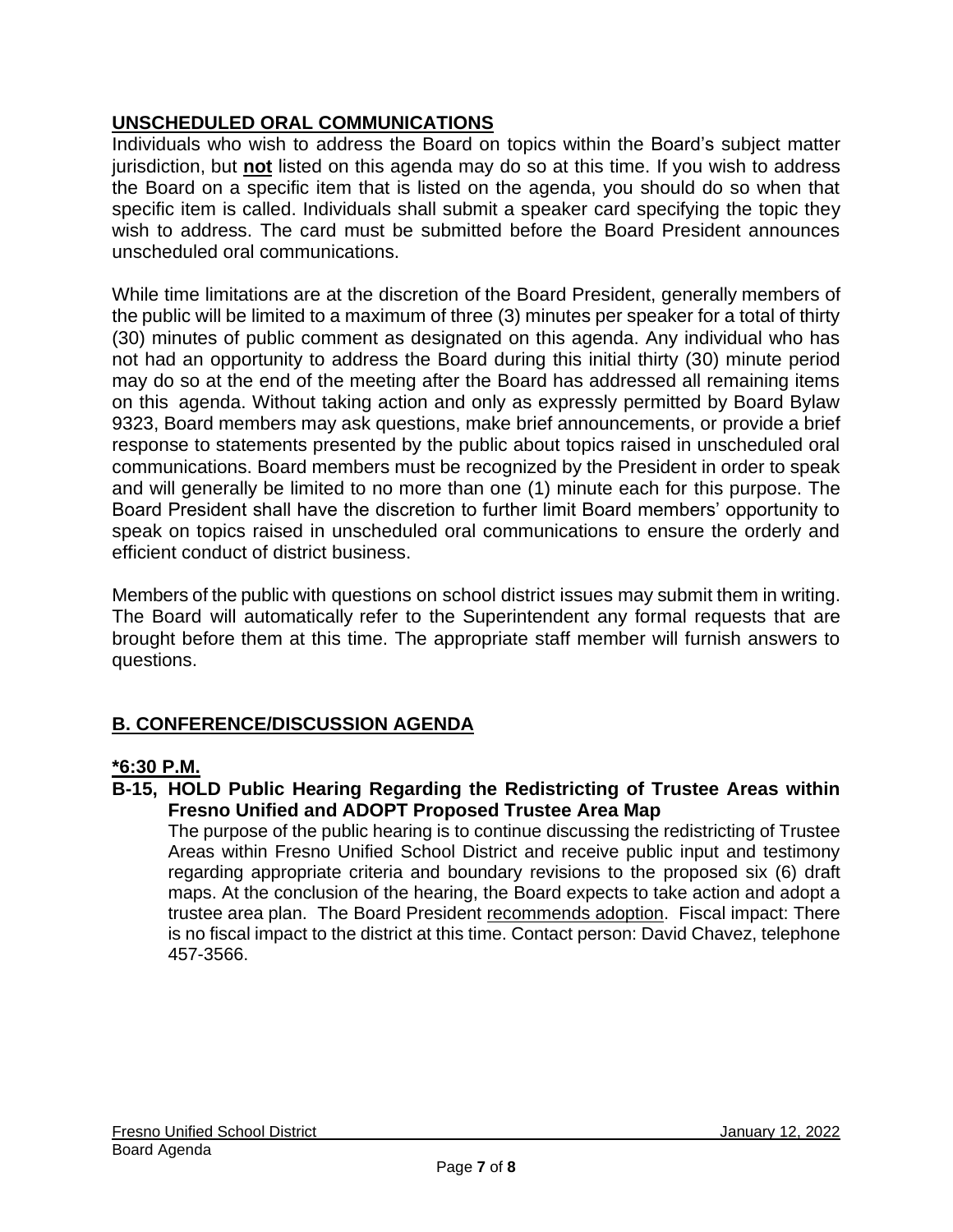## UNSCHEDULED ORAL COMMUNICATIONS

Individuals who wish to address the Board on topics within the Board's subject matter jurisdiction, but **not** listed on this agenda may do so at this time. If you wish to address the Board on a specific item that is listed on the agenda, you should do so when that specific item is called. Individuals shall submit a speaker card specifying the topic they wish to address. The card must be submitted before the Board President announces unscheduled oral communications.

While time limitations are at the discretion of the Board President, generally members of the public will be limited to a maximum of three (3) minutes per speaker for a total of thirty (30) minutes of public comment as designated on this agenda. Any individual who has not had an opportunity to address the Board during this initial thirty (30) minute period may do so at the end of the meeting after the Board has addressed all remaining items on this agenda. Without taking action and only as expressly permitted by Board Bylaw 9323, Board members may ask questions, make brief announcements, or provide a brief response to statements presented by the public about topics raised in unscheduled oral communications. Board members must be recognized by the President in order to speak and will generally be limited to no more than one (1) minute each for this purpose. The Board President shall have the discretion to further limit Board members' opportunity to speak on topics raised in unscheduled oral communications to ensure the orderly and efficient conduct of district business.

Members of the public with questions on school district issues may submit them in writing. The Board will automatically refer to the Superintendent any formal requests that are brought before them at this time. The appropriate staff member will furnish answers to questions.

## B. CONFERENCE/DISCUSSION AGENDA

### *6:30 P.M.

**B-15, HOLD Public Hearing Regarding the Redistricting of Trustee Areas within Fresno Unified and ADOPT Proposed Trustee Area Map**

The purpose of the public hearing is to continue discussing the redistricting of Trustee Areas within Fresno Unified School District and receive public input and testimony regarding appropriate criteria and boundary revisions to the proposed six (6) draft maps. At the conclusion of the hearing, the Board expects to take action and adopt a trustee area plan. The Board President recommends adoption. Fiscal impact: There is no fiscal impact to the district at this time. Contact person: David Chavez, telephone 457-3566.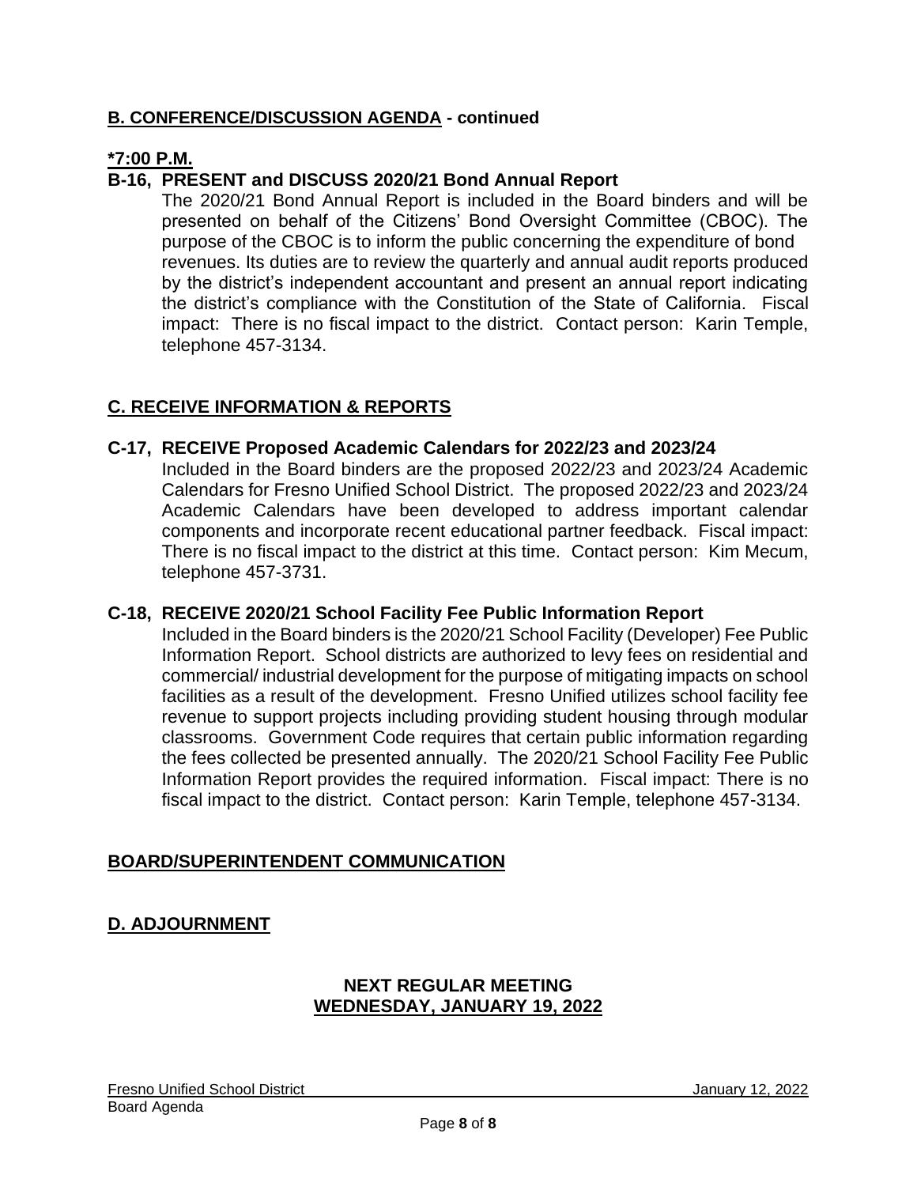## B. CONFERENCE/DISCUSSION AGENDA - continued

**\*7:00 P.M.**

**B-16, PRESENT and DISCUSS 2020/21 Bond Annual Report**

The 2020/21 Bond Annual Report is included in the Board binders and will be presented on behalf of the Citizens' Bond Oversight Committee (CBOC). The purpose of the CBOC is to inform the public concerning the expenditure of bond revenues. Its duties are to review the quarterly and annual audit reports produced by the district's independent accountant and present an annual report indicating the district's compliance with the Constitution of the State of California. Fiscal impact: There is no fiscal impact to the district. Contact person: Karin Temple, telephone 457-3134.

## C. RECEIVE INFORMATION & REPORTS

**C-17, RECEIVE Proposed Academic Calendars for 2022/23 and 2023/24**

Included in the Board binders are the proposed 2022/23 and 2023/24 Academic Calendars for Fresno Unified School District. The proposed 2022/23 and 2023/24 Academic Calendars have been developed to address important calendar components and incorporate recent educational partner feedback. Fiscal impact: There is no fiscal impact to the district at this time. Contact person: Kim Mecum, telephone 457-3731.

**C-18, RECEIVE 2020/21 School Facility Fee Public Information Report**

Included in the Board binders is the 2020/21 School Facility (Developer) Fee Public Information Report. School districts are authorized to levy fees on residential and commercial/ industrial development for the purpose of mitigating impacts on school facilities as a result of the development. Fresno Unified utilizes school facility fee revenue to support projects including providing student housing through modular classrooms. Government Code requires that certain public information regarding the fees collected be presented annually. The 2020/21 School Facility Fee Public Information Report provides the required information. Fiscal impact: There is no fiscal impact to the district. Contact person: Karin Temple, telephone 457-3134.

## BOARD/SUPERINTENDENT COMMUNICATION

## D. ADJOURNMENT

**NEXT REGULAR MEETING**
**WEDNESDAY, JANUARY 19, 2022**